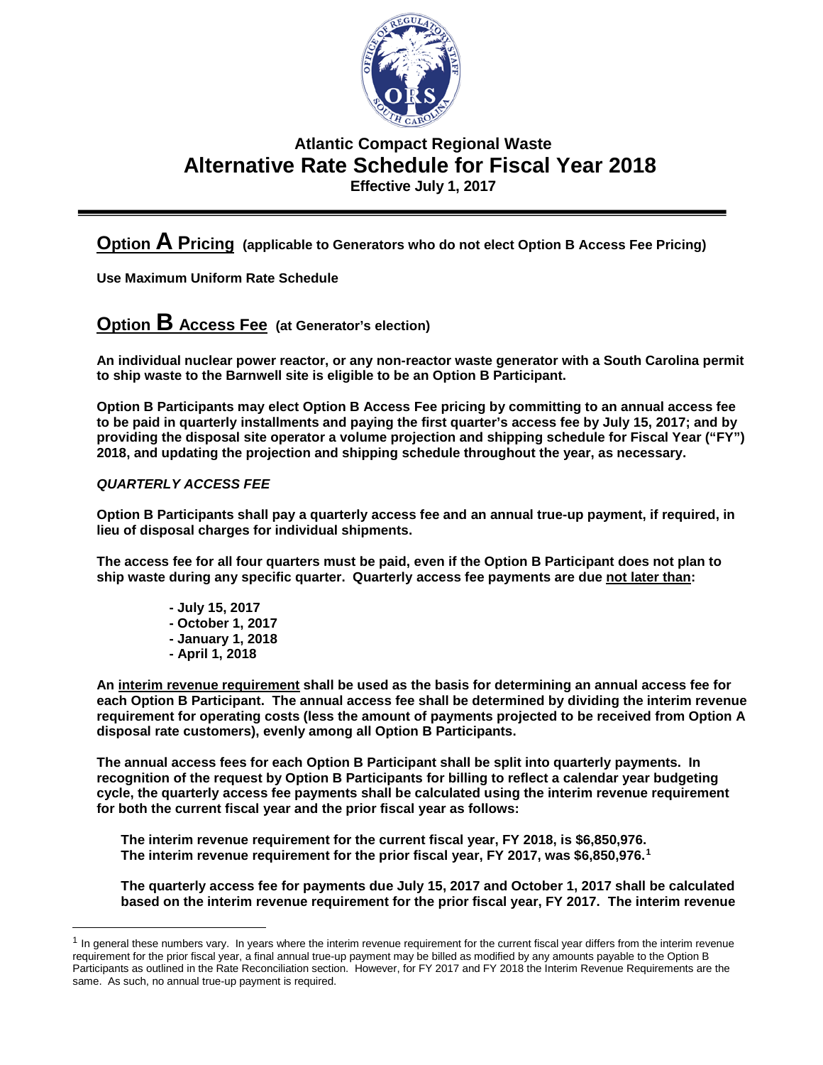# Atlantic Compact Regional Waste
# Alternative Rate Schedule for Fiscal Year 2018
**Effective July 1, 2017**

---

## Option A Pricing (applicable to Generators who do not elect Option B Access Fee Pricing)

**Use Maximum Uniform Rate Schedule**

## Option B Access Fee (at Generator's election)

**An individual nuclear power reactor, or any non-reactor waste generator with a South Carolina permit to ship waste to the Barnwell site is eligible to be an Option B Participant.**

**Option B Participants may elect Option B Access Fee pricing by committing to an annual access fee to be paid in quarterly installments and paying the first quarter's access fee by July 15, 2017; and by providing the disposal site operator a volume projection and shipping schedule for Fiscal Year ("FY") 2018, and updating the projection and shipping schedule throughout the year, as necessary.**

***QUARTERLY ACCESS FEE***

**Option B Participants shall pay a quarterly access fee and an annual true-up payment, if required, in lieu of disposal charges for individual shipments.**

**The access fee for all four quarters must be paid, even if the Option B Participant does not plan to ship waste during any specific quarter. Quarterly access fee payments are due not later than:**

- **July 15, 2017**
- **October 1, 2017**
- **January 1, 2018**
- **April 1, 2018**

**An interim revenue requirement shall be used as the basis for determining an annual access fee for each Option B Participant. The annual access fee shall be determined by dividing the interim revenue requirement for operating costs (less the amount of payments projected to be received from Option A disposal rate customers), evenly among all Option B Participants.**

**The annual access fees for each Option B Participant shall be split into quarterly payments. In recognition of the request by Option B Participants for billing to reflect a calendar year budgeting cycle, the quarterly access fee payments shall be calculated using the interim revenue requirement for both the current fiscal year and the prior fiscal year as follows:**

**The interim revenue requirement for the current fiscal year, FY 2018, is $6,850,976.**
**The interim revenue requirement for the prior fiscal year, FY 2017, was $6,850,976.[1]**

**The quarterly access fee for payments due July 15, 2017 and October 1, 2017 shall be calculated based on the interim revenue requirement for the prior fiscal year, FY 2017. The interim revenue**

---

[1] In general these numbers vary. In years where the interim revenue requirement for the current fiscal year differs from the interim revenue requirement for the prior fiscal year, a final annual true-up payment may be billed as modified by any amounts payable to the Option B Participants as outlined in the Rate Reconciliation section. However, for FY 2017 and FY 2018 the Interim Revenue Requirements are the same. As such, no annual true-up payment is required.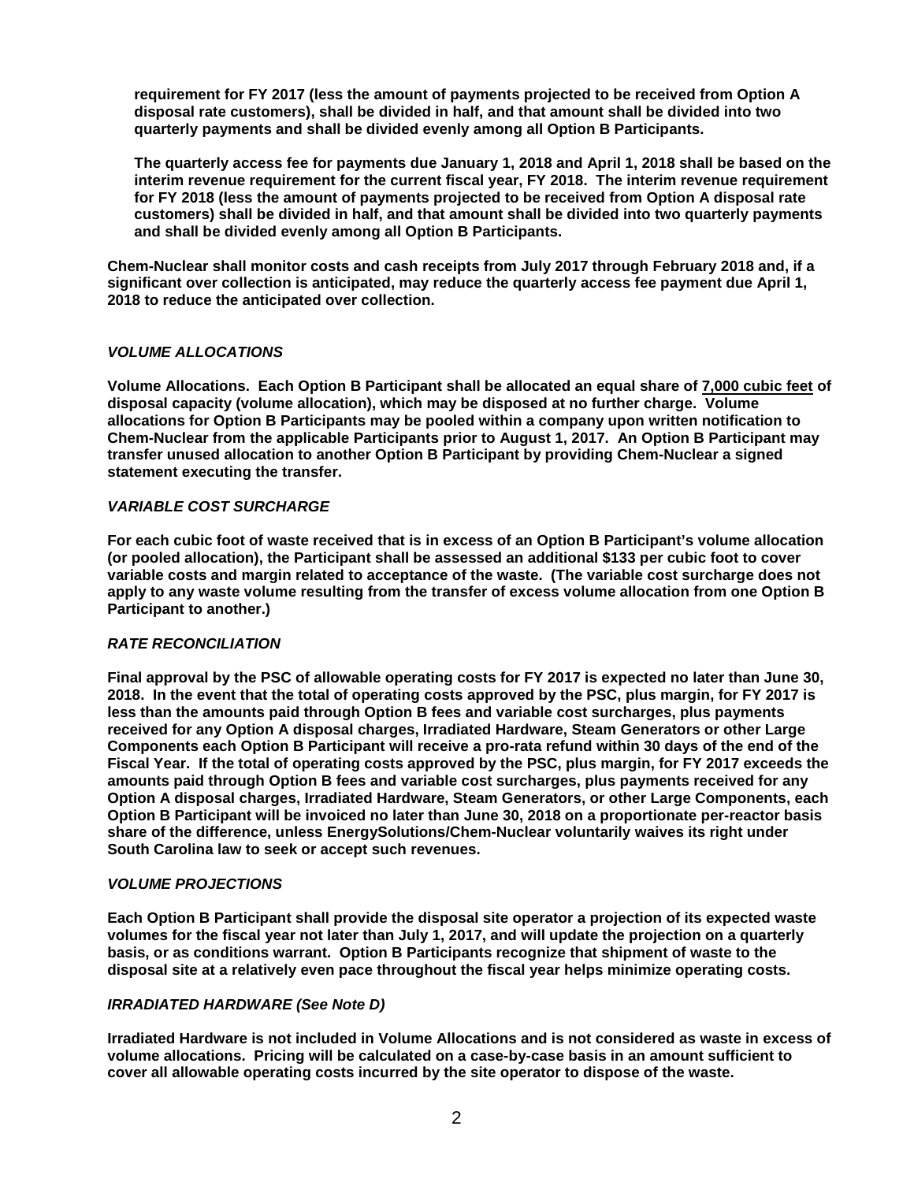**requirement for FY 2017 (less the amount of payments projected to be received from Option A disposal rate customers), shall be divided in half, and that amount shall be divided into two quarterly payments and shall be divided evenly among all Option B Participants.**

**The quarterly access fee for payments due January 1, 2018 and April 1, 2018 shall be based on the interim revenue requirement for the current fiscal year, FY 2018. The interim revenue requirement for FY 2018 (less the amount of payments projected to be received from Option A disposal rate customers) shall be divided in half, and that amount shall be divided into two quarterly payments and shall be divided evenly among all Option B Participants.**

**Chem-Nuclear shall monitor costs and cash receipts from July 2017 through February 2018 and, if a significant over collection is anticipated, may reduce the quarterly access fee payment due April 1, 2018 to reduce the anticipated over collection.**

***VOLUME ALLOCATIONS***

**Volume Allocations. Each Option B Participant shall be allocated an equal share of 7,000 cubic feet of disposal capacity (volume allocation), which may be disposed at no further charge. Volume allocations for Option B Participants may be pooled within a company upon written notification to Chem-Nuclear from the applicable Participants prior to August 1, 2017. An Option B Participant may transfer unused allocation to another Option B Participant by providing Chem-Nuclear a signed statement executing the transfer.**

***VARIABLE COST SURCHARGE***

**For each cubic foot of waste received that is in excess of an Option B Participant's volume allocation (or pooled allocation), the Participant shall be assessed an additional $133 per cubic foot to cover variable costs and margin related to acceptance of the waste. (The variable cost surcharge does not apply to any waste volume resulting from the transfer of excess volume allocation from one Option B Participant to another.)**

***RATE RECONCILIATION***

**Final approval by the PSC of allowable operating costs for FY 2017 is expected no later than June 30, 2018. In the event that the total of operating costs approved by the PSC, plus margin, for FY 2017 is less than the amounts paid through Option B fees and variable cost surcharges, plus payments received for any Option A disposal charges, Irradiated Hardware, Steam Generators or other Large Components each Option B Participant will receive a pro-rata refund within 30 days of the end of the Fiscal Year. If the total of operating costs approved by the PSC, plus margin, for FY 2017 exceeds the amounts paid through Option B fees and variable cost surcharges, plus payments received for any Option A disposal charges, Irradiated Hardware, Steam Generators, or other Large Components, each Option B Participant will be invoiced no later than June 30, 2018 on a proportionate per-reactor basis share of the difference, unless EnergySolutions/Chem-Nuclear voluntarily waives its right under South Carolina law to seek or accept such revenues.**

***VOLUME PROJECTIONS***

**Each Option B Participant shall provide the disposal site operator a projection of its expected waste volumes for the fiscal year not later than July 1, 2017, and will update the projection on a quarterly basis, or as conditions warrant. Option B Participants recognize that shipment of waste to the disposal site at a relatively even pace throughout the fiscal year helps minimize operating costs.**

***IRRADIATED HARDWARE (See Note D)***

**Irradiated Hardware is not included in Volume Allocations and is not considered as waste in excess of volume allocations. Pricing will be calculated on a case-by-case basis in an amount sufficient to cover all allowable operating costs incurred by the site operator to dispose of the waste.**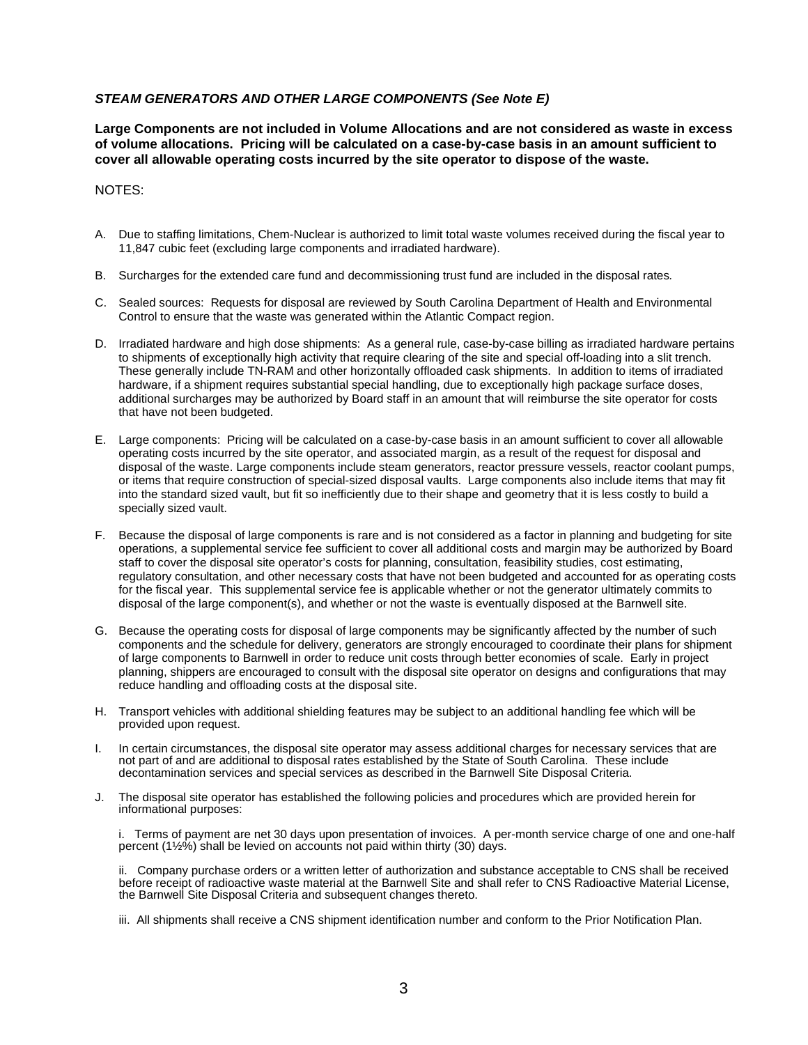***STEAM GENERATORS AND OTHER LARGE COMPONENTS (See Note E)***

**Large Components are not included in Volume Allocations and are not considered as waste in excess of volume allocations. Pricing will be calculated on a case-by-case basis in an amount sufficient to cover all allowable operating costs incurred by the site operator to dispose of the waste.**

NOTES:

A. Due to staffing limitations, Chem-Nuclear is authorized to limit total waste volumes received during the fiscal year to 11,847 cubic feet (excluding large components and irradiated hardware).

B. Surcharges for the extended care fund and decommissioning trust fund are included in the disposal rates.

C. Sealed sources: Requests for disposal are reviewed by South Carolina Department of Health and Environmental Control to ensure that the waste was generated within the Atlantic Compact region.

D. Irradiated hardware and high dose shipments: As a general rule, case-by-case billing as irradiated hardware pertains to shipments of exceptionally high activity that require clearing of the site and special off-loading into a slit trench. These generally include TN-RAM and other horizontally offloaded cask shipments. In addition to items of irradiated hardware, if a shipment requires substantial special handling, due to exceptionally high package surface doses, additional surcharges may be authorized by Board staff in an amount that will reimburse the site operator for costs that have not been budgeted.

E. Large components: Pricing will be calculated on a case-by-case basis in an amount sufficient to cover all allowable operating costs incurred by the site operator, and associated margin, as a result of the request for disposal and disposal of the waste. Large components include steam generators, reactor pressure vessels, reactor coolant pumps, or items that require construction of special-sized disposal vaults. Large components also include items that may fit into the standard sized vault, but fit so inefficiently due to their shape and geometry that it is less costly to build a specially sized vault.

F. Because the disposal of large components is rare and is not considered as a factor in planning and budgeting for site operations, a supplemental service fee sufficient to cover all additional costs and margin may be authorized by Board staff to cover the disposal site operator's costs for planning, consultation, feasibility studies, cost estimating, regulatory consultation, and other necessary costs that have not been budgeted and accounted for as operating costs for the fiscal year. This supplemental service fee is applicable whether or not the generator ultimately commits to disposal of the large component(s), and whether or not the waste is eventually disposed at the Barnwell site.

G. Because the operating costs for disposal of large components may be significantly affected by the number of such components and the schedule for delivery, generators are strongly encouraged to coordinate their plans for shipment of large components to Barnwell in order to reduce unit costs through better economies of scale. Early in project planning, shippers are encouraged to consult with the disposal site operator on designs and configurations that may reduce handling and offloading costs at the disposal site.

H. Transport vehicles with additional shielding features may be subject to an additional handling fee which will be provided upon request.

I. In certain circumstances, the disposal site operator may assess additional charges for necessary services that are not part of and are additional to disposal rates established by the State of South Carolina. These include decontamination services and special services as described in the Barnwell Site Disposal Criteria.

J. The disposal site operator has established the following policies and procedures which are provided herein for informational purposes:

   i. Terms of payment are net 30 days upon presentation of invoices. A per-month service charge of one and one-half percent (1½%) shall be levied on accounts not paid within thirty (30) days.

   ii. Company purchase orders or a written letter of authorization and substance acceptable to CNS shall be received before receipt of radioactive waste material at the Barnwell Site and shall refer to CNS Radioactive Material License, the Barnwell Site Disposal Criteria and subsequent changes thereto.

   iii. All shipments shall receive a CNS shipment identification number and conform to the Prior Notification Plan.